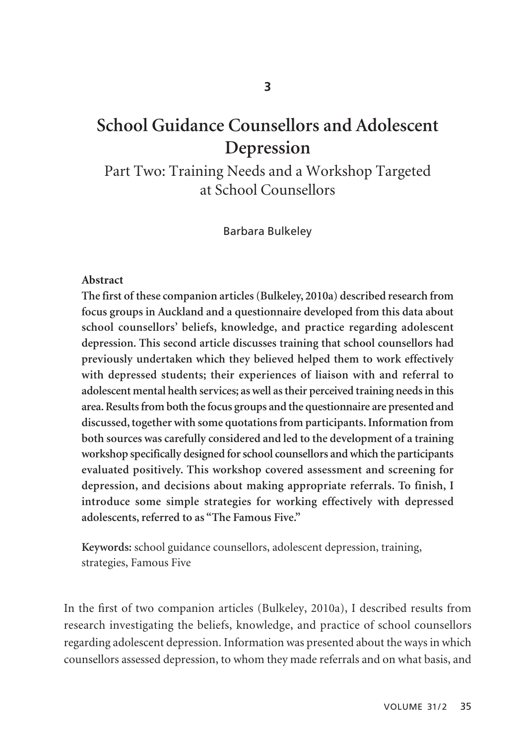3

# School Guidance Counsellors and Adolescent Depression

## Part Two: Training Needs and a Workshop Targeted at School Counsellors

Barbara Bulkeley

**Abstract**

**The first of these companion articles (Bulkeley, 2010a) described research from focus groups in Auckland and a questionnaire developed from this data about school counsellors' beliefs, knowledge, and practice regarding adolescent depression. This second article discusses training that school counsellors had previously undertaken which they believed helped them to work effectively with depressed students; their experiences of liaison with and referral to adolescent mental health services; as well as their perceived training needs in this area. Results from both the focus groups and the questionnaire are presented and discussed, together with some quotations from participants. Information from both sources was carefully considered and led to the development of a training workshop specifically designed for school counsellors and which the participants evaluated positively. This workshop covered assessment and screening for depression, and decisions about making appropriate referrals. To finish, I introduce some simple strategies for working effectively with depressed adolescents, referred to as "The Famous Five."**

**Keywords:** school guidance counsellors, adolescent depression, training, strategies, Famous Five

In the first of two companion articles (Bulkeley, 2010a), I described results from research investigating the beliefs, knowledge, and practice of school counsellors regarding adolescent depression. Information was presented about the ways in which counsellors assessed depression, to whom they made referrals and on what basis, and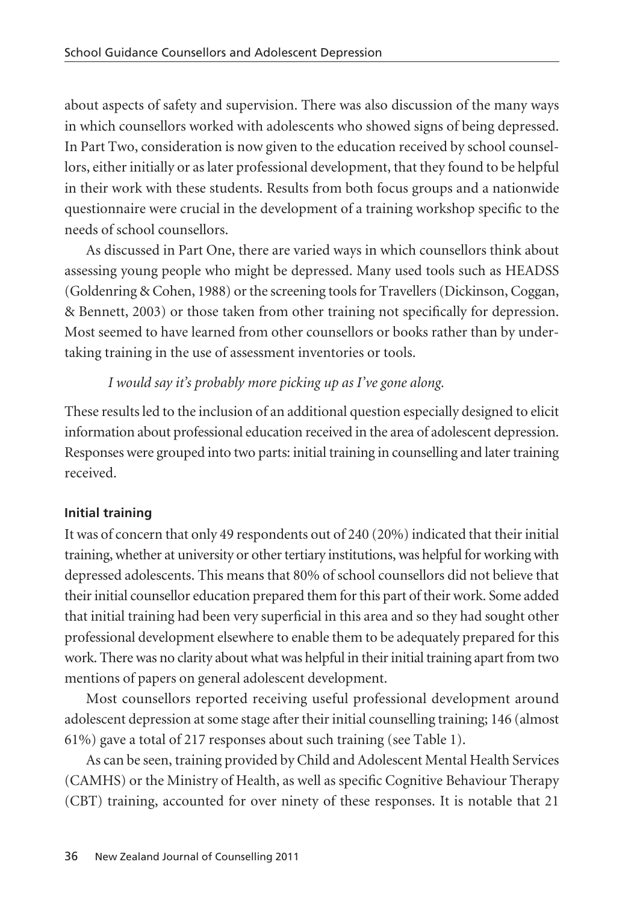about aspects of safety and supervision. There was also discussion of the many ways in which counsellors worked with adolescents who showed signs of being depressed. In Part Two, consideration is now given to the education received by school counsellors, either initially or as later professional development, that they found to be helpful in their work with these students. Results from both focus groups and a nationwide questionnaire were crucial in the development of a training workshop specific to the needs of school counsellors.

As discussed in Part One, there are varied ways in which counsellors think about assessing young people who might be depressed. Many used tools such as HEADSS (Goldenring & Cohen, 1988) or the screening tools for Travellers (Dickinson, Coggan, & Bennett, 2003) or those taken from other training not specifically for depression. Most seemed to have learned from other counsellors or books rather than by undertaking training in the use of assessment inventories or tools.

*I would say it's probably more picking up as I've gone along.*

These results led to the inclusion of an additional question especially designed to elicit information about professional education received in the area of adolescent depression. Responses were grouped into two parts: initial training in counselling and later training received.

**Initial training**

It was of concern that only 49 respondents out of 240 (20%) indicated that their initial training, whether at university or other tertiary institutions, was helpful for working with depressed adolescents. This means that 80% of school counsellors did not believe that their initial counsellor education prepared them for this part of their work. Some added that initial training had been very superficial in this area and so they had sought other professional development elsewhere to enable them to be adequately prepared for this work. There was no clarity about what was helpful in their initial training apart from two mentions of papers on general adolescent development.

Most counsellors reported receiving useful professional development around adolescent depression at some stage after their initial counselling training; 146 (almost 61%) gave a total of 217 responses about such training (see Table 1).

As can be seen, training provided by Child and Adolescent Mental Health Services (CAMHS) or the Ministry of Health, as well as specific Cognitive Behaviour Therapy (CBT) training, accounted for over ninety of these responses. It is notable that 21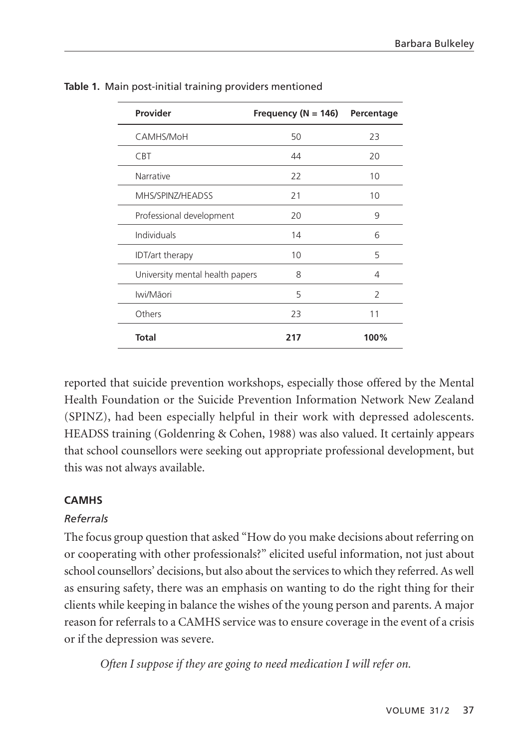**Table 1.** Main post-initial training providers mentioned

| Provider | Frequency (N = 146) | Percentage |
|---|---|---|
| CAMHS/MoH | 50 | 23 |
| CBT | 44 | 20 |
| Narrative | 22 | 10 |
| MHS/SPINZ/HEADSS | 21 | 10 |
| Professional development | 20 | 9 |
| Individuals | 14 | 6 |
| IDT/art therapy | 10 | 5 |
| University mental health papers | 8 | 4 |
| Iwi/Māori | 5 | 2 |
| Others | 23 | 11 |
| **Total** | **217** | **100%** |

reported that suicide prevention workshops, especially those offered by the Mental Health Foundation or the Suicide Prevention Information Network New Zealand (SPINZ), had been especially helpful in their work with depressed adolescents. HEADSS training (Goldenring & Cohen, 1988) was also valued. It certainly appears that school counsellors were seeking out appropriate professional development, but this was not always available.

### CAMHS

#### *Referrals*

The focus group question that asked "How do you make decisions about referring on or cooperating with other professionals?" elicited useful information, not just about school counsellors' decisions, but also about the services to which they referred. As well as ensuring safety, there was an emphasis on wanting to do the right thing for their clients while keeping in balance the wishes of the young person and parents. A major reason for referrals to a CAMHS service was to ensure coverage in the event of a crisis or if the depression was severe.

> *Often I suppose if they are going to need medication I will refer on.*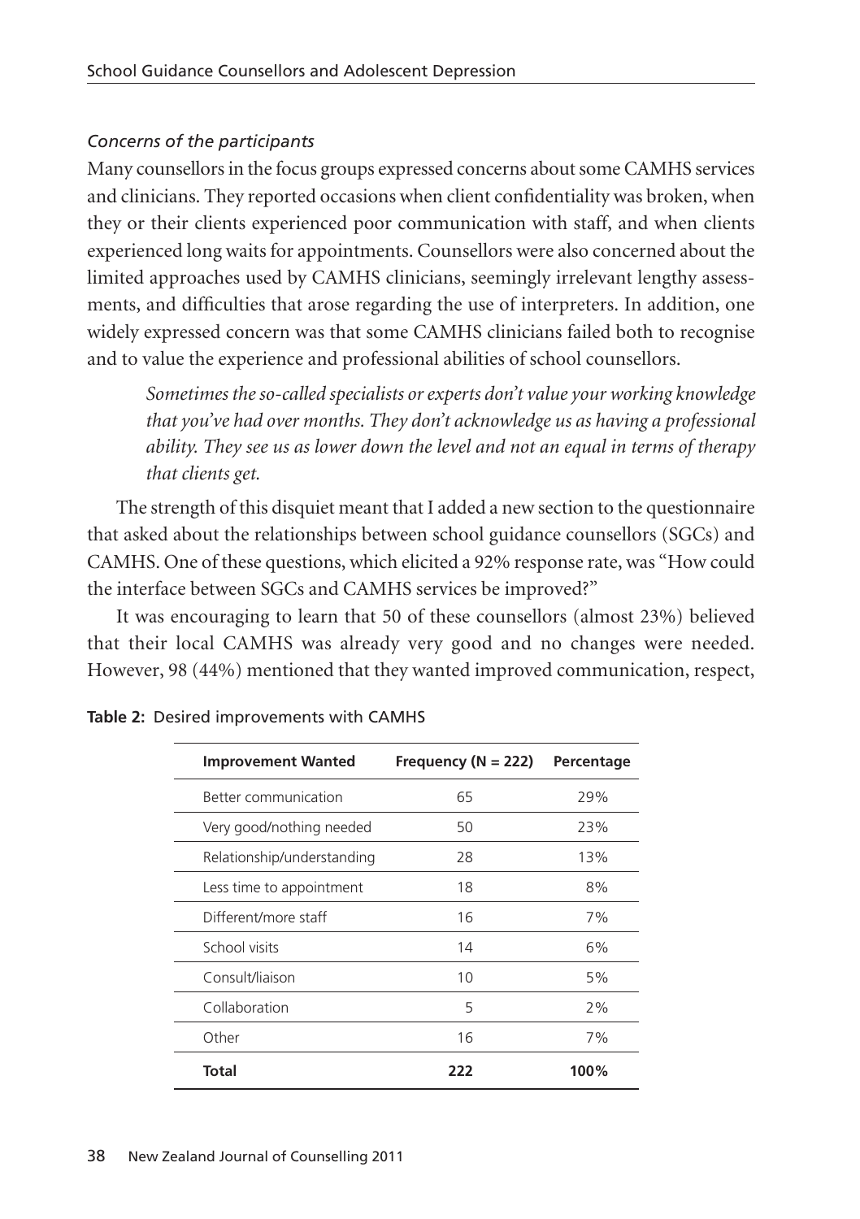*Concerns of the participants*

Many counsellors in the focus groups expressed concerns about some CAMHS services and clinicians. They reported occasions when client confidentiality was broken, when they or their clients experienced poor communication with staff, and when clients experienced long waits for appointments. Counsellors were also concerned about the limited approaches used by CAMHS clinicians, seemingly irrelevant lengthy assessments, and difficulties that arose regarding the use of interpreters. In addition, one widely expressed concern was that some CAMHS clinicians failed both to recognise and to value the experience and professional abilities of school counsellors.

> *Sometimes the so-called specialists or experts don't value your working knowledge that you've had over months. They don't acknowledge us as having a professional ability. They see us as lower down the level and not an equal in terms of therapy that clients get.*

The strength of this disquiet meant that I added a new section to the questionnaire that asked about the relationships between school guidance counsellors (SGCs) and CAMHS. One of these questions, which elicited a 92% response rate, was "How could the interface between SGCs and CAMHS services be improved?"

It was encouraging to learn that 50 of these counsellors (almost 23%) believed that their local CAMHS was already very good and no changes were needed. However, 98 (44%) mentioned that they wanted improved communication, respect,

**Table 2:** Desired improvements with CAMHS

| Improvement Wanted | Frequency (N = 222) | Percentage |
|---|---|---|
| Better communication | 65 | 29% |
| Very good/nothing needed | 50 | 23% |
| Relationship/understanding | 28 | 13% |
| Less time to appointment | 18 | 8% |
| Different/more staff | 16 | 7% |
| School visits | 14 | 6% |
| Consult/liaison | 10 | 5% |
| Collaboration | 5 | 2% |
| Other | 16 | 7% |
| **Total** | **222** | **100%** |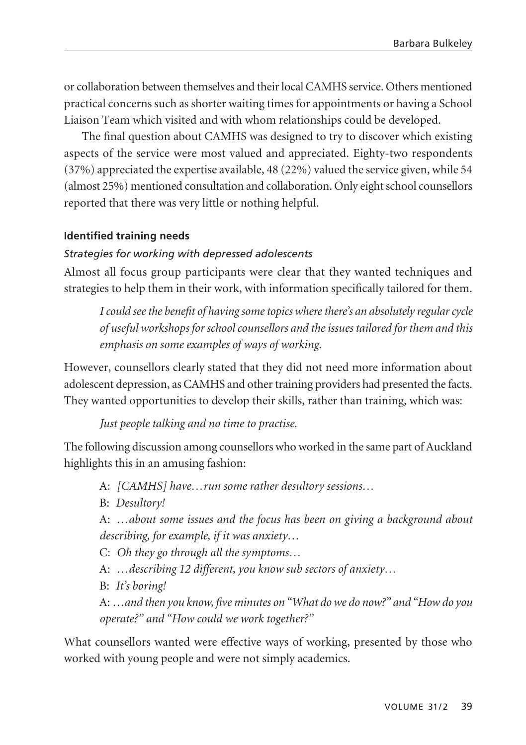or collaboration between themselves and their local CAMHS service. Others mentioned practical concerns such as shorter waiting times for appointments or having a School Liaison Team which visited and with whom relationships could be developed.

The final question about CAMHS was designed to try to discover which existing aspects of the service were most valued and appreciated. Eighty-two respondents (37%) appreciated the expertise available, 48 (22%) valued the service given, while 54 (almost 25%) mentioned consultation and collaboration. Only eight school counsellors reported that there was very little or nothing helpful.

### Identified training needs

*Strategies for working with depressed adolescents*

Almost all focus group participants were clear that they wanted techniques and strategies to help them in their work, with information specifically tailored for them.

> *I could see the benefit of having some topics where there's an absolutely regular cycle of useful workshops for school counsellors and the issues tailored for them and this emphasis on some examples of ways of working.*

However, counsellors clearly stated that they did not need more information about adolescent depression, as CAMHS and other training providers had presented the facts. They wanted opportunities to develop their skills, rather than training, which was:

> *Just people talking and no time to practise.*

The following discussion among counsellors who worked in the same part of Auckland highlights this in an amusing fashion:

> A: *[CAMHS] have…run some rather desultory sessions…*
>
> B: *Desultory!*
>
> A: *…about some issues and the focus has been on giving a background about describing, for example, if it was anxiety…*
>
> C: *Oh they go through all the symptoms…*
>
> A: *…describing 12 different, you know sub sectors of anxiety…*
>
> B: *It's boring!*
>
> A: *…and then you know, five minutes on "What do we do now?" and "How do you operate?" and "How could we work together?"*

What counsellors wanted were effective ways of working, presented by those who worked with young people and were not simply academics.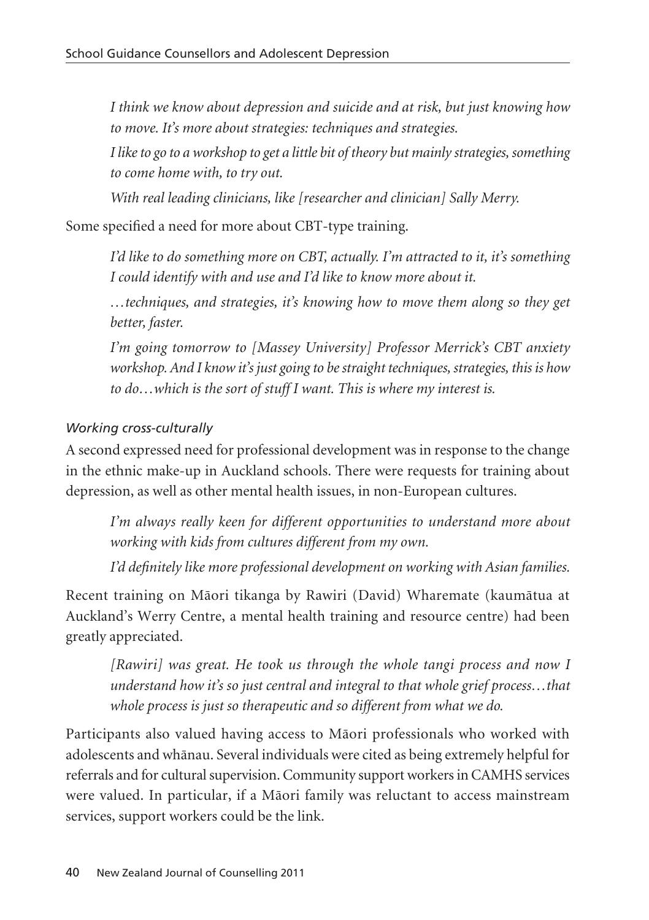*I think we know about depression and suicide and at risk, but just knowing how to move. It's more about strategies: techniques and strategies.*

*I like to go to a workshop to get a little bit of theory but mainly strategies, something to come home with, to try out.*

*With real leading clinicians, like [researcher and clinician] Sally Merry.*

Some specified a need for more about CBT-type training.

*I'd like to do something more on CBT, actually. I'm attracted to it, it's something I could identify with and use and I'd like to know more about it.*

*…techniques, and strategies, it's knowing how to move them along so they get better, faster.*

*I'm going tomorrow to [Massey University] Professor Merrick's CBT anxiety workshop. And I know it's just going to be straight techniques, strategies, this is how to do…which is the sort of stuff I want. This is where my interest is.*

### *Working cross-culturally*

A second expressed need for professional development was in response to the change in the ethnic make-up in Auckland schools. There were requests for training about depression, as well as other mental health issues, in non-European cultures.

*I'm always really keen for different opportunities to understand more about working with kids from cultures different from my own.*

*I'd definitely like more professional development on working with Asian families.*

Recent training on Māori tikanga by Rawiri (David) Wharemate (kaumātua at Auckland's Werry Centre, a mental health training and resource centre) had been greatly appreciated.

*[Rawiri] was great. He took us through the whole tangi process and now I understand how it's so just central and integral to that whole grief process…that whole process is just so therapeutic and so different from what we do.*

Participants also valued having access to Māori professionals who worked with adolescents and whānau. Several individuals were cited as being extremely helpful for referrals and for cultural supervision. Community support workers in CAMHS services were valued. In particular, if a Māori family was reluctant to access mainstream services, support workers could be the link.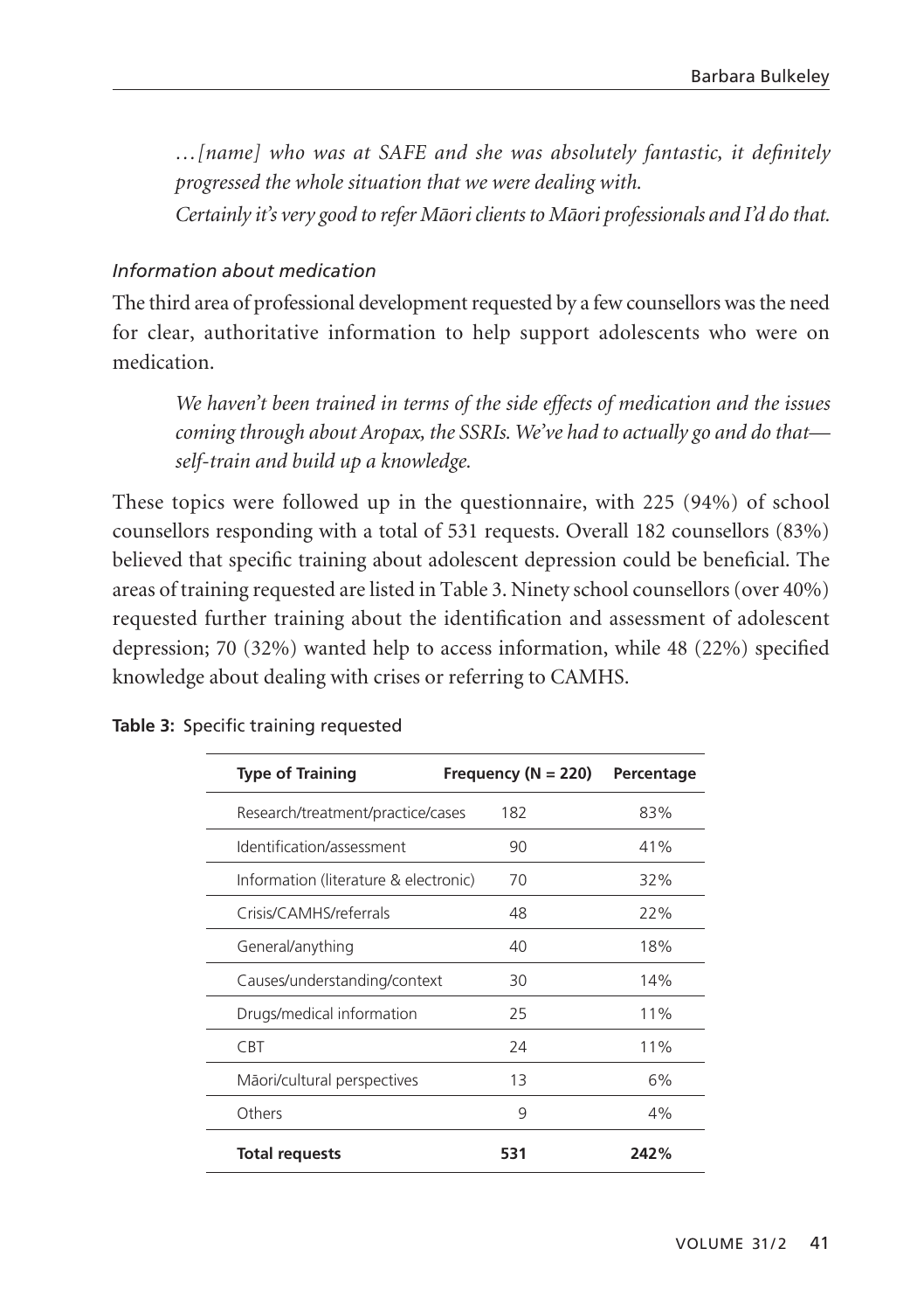*…[name] who was at SAFE and she was absolutely fantastic, it definitely progressed the whole situation that we were dealing with.*

*Certainly it's very good to refer Māori clients to Māori professionals and I'd do that.*

### *Information about medication*

The third area of professional development requested by a few counsellors was the need for clear, authoritative information to help support adolescents who were on medication.

> *We haven't been trained in terms of the side effects of medication and the issues coming through about Aropax, the SSRIs. We've had to actually go and do that—self-train and build up a knowledge.*

These topics were followed up in the questionnaire, with 225 (94%) of school counsellors responding with a total of 531 requests. Overall 182 counsellors (83%) believed that specific training about adolescent depression could be beneficial. The areas of training requested are listed in Table 3. Ninety school counsellors (over 40%) requested further training about the identification and assessment of adolescent depression; 70 (32%) wanted help to access information, while 48 (22%) specified knowledge about dealing with crises or referring to CAMHS.

**Table 3:** Specific training requested

| Type of Training | Frequency (N = 220) | Percentage |
|---|---|---|
| Research/treatment/practice/cases | 182 | 83% |
| Identification/assessment | 90 | 41% |
| Information (literature & electronic) | 70 | 32% |
| Crisis/CAMHS/referrals | 48 | 22% |
| General/anything | 40 | 18% |
| Causes/understanding/context | 30 | 14% |
| Drugs/medical information | 25 | 11% |
| CBT | 24 | 11% |
| Māori/cultural perspectives | 13 | 6% |
| Others | 9 | 4% |
| **Total requests** | **531** | **242%** |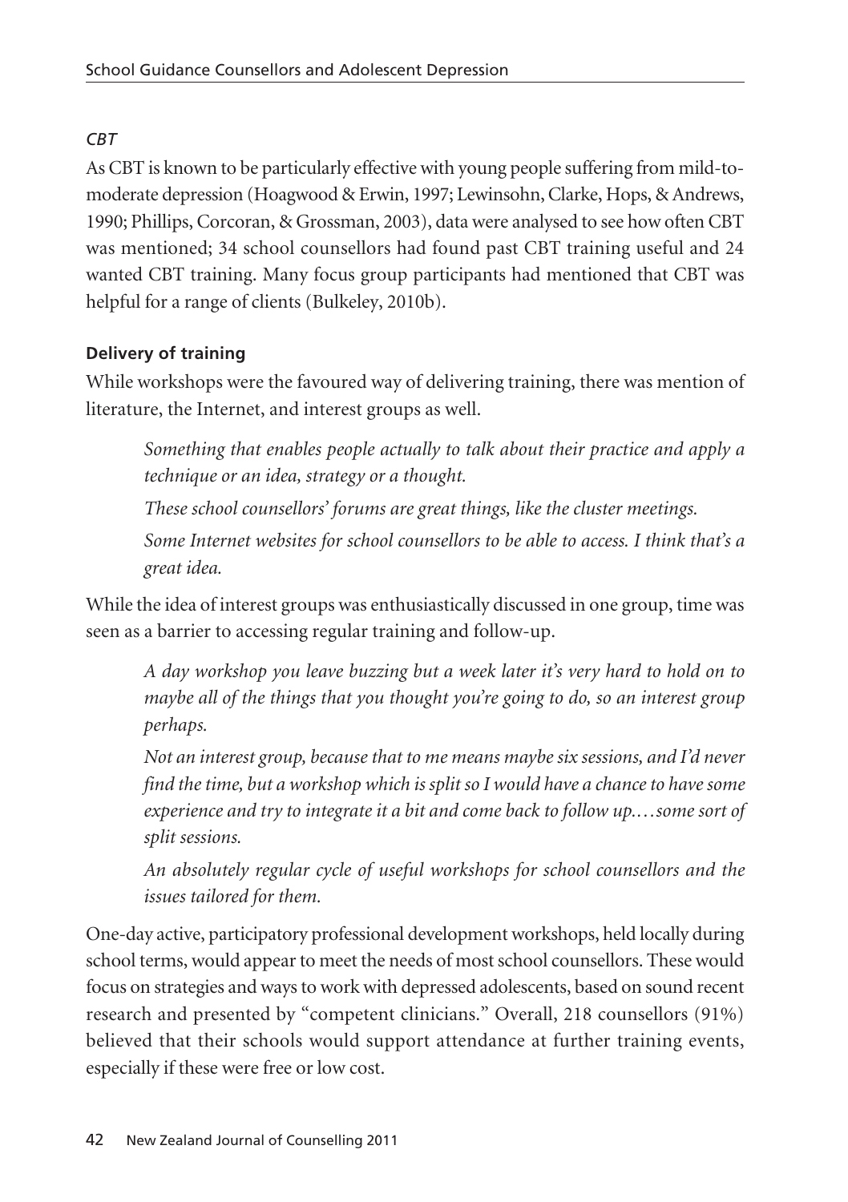### *CBT*

As CBT is known to be particularly effective with young people suffering from mild-to-moderate depression (Hoagwood & Erwin, 1997; Lewinsohn, Clarke, Hops, & Andrews, 1990; Phillips, Corcoran, & Grossman, 2003), data were analysed to see how often CBT was mentioned; 34 school counsellors had found past CBT training useful and 24 wanted CBT training. Many focus group participants had mentioned that CBT was helpful for a range of clients (Bulkeley, 2010b).

### **Delivery of training**

While workshops were the favoured way of delivering training, there was mention of literature, the Internet, and interest groups as well.

> *Something that enables people actually to talk about their practice and apply a technique or an idea, strategy or a thought.*
>
> *These school counsellors' forums are great things, like the cluster meetings.*
>
> *Some Internet websites for school counsellors to be able to access. I think that's a great idea.*

While the idea of interest groups was enthusiastically discussed in one group, time was seen as a barrier to accessing regular training and follow-up.

> *A day workshop you leave buzzing but a week later it's very hard to hold on to maybe all of the things that you thought you're going to do, so an interest group perhaps.*
>
> *Not an interest group, because that to me means maybe six sessions, and I'd never find the time, but a workshop which is split so I would have a chance to have some experience and try to integrate it a bit and come back to follow up.…some sort of split sessions.*
>
> *An absolutely regular cycle of useful workshops for school counsellors and the issues tailored for them.*

One-day active, participatory professional development workshops, held locally during school terms, would appear to meet the needs of most school counsellors. These would focus on strategies and ways to work with depressed adolescents, based on sound recent research and presented by "competent clinicians." Overall, 218 counsellors (91%) believed that their schools would support attendance at further training events, especially if these were free or low cost.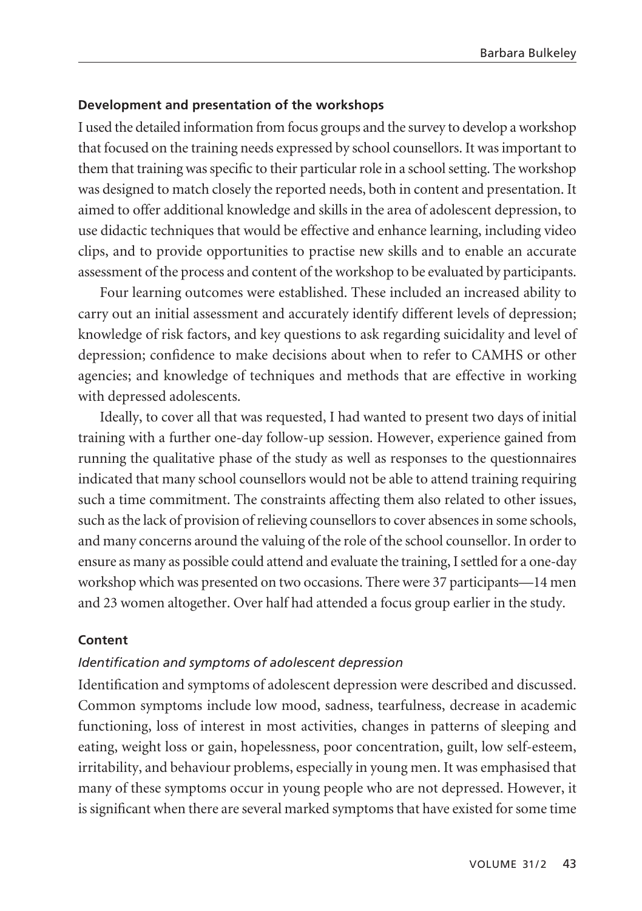### Development and presentation of the workshops

I used the detailed information from focus groups and the survey to develop a workshop that focused on the training needs expressed by school counsellors. It was important to them that training was specific to their particular role in a school setting. The workshop was designed to match closely the reported needs, both in content and presentation. It aimed to offer additional knowledge and skills in the area of adolescent depression, to use didactic techniques that would be effective and enhance learning, including video clips, and to provide opportunities to practise new skills and to enable an accurate assessment of the process and content of the workshop to be evaluated by participants.

Four learning outcomes were established. These included an increased ability to carry out an initial assessment and accurately identify different levels of depression; knowledge of risk factors, and key questions to ask regarding suicidality and level of depression; confidence to make decisions about when to refer to CAMHS or other agencies; and knowledge of techniques and methods that are effective in working with depressed adolescents.

Ideally, to cover all that was requested, I had wanted to present two days of initial training with a further one-day follow-up session. However, experience gained from running the qualitative phase of the study as well as responses to the questionnaires indicated that many school counsellors would not be able to attend training requiring such a time commitment. The constraints affecting them also related to other issues, such as the lack of provision of relieving counsellors to cover absences in some schools, and many concerns around the valuing of the role of the school counsellor. In order to ensure as many as possible could attend and evaluate the training, I settled for a one-day workshop which was presented on two occasions. There were 37 participants—14 men and 23 women altogether. Over half had attended a focus group earlier in the study.

### Content

#### *Identification and symptoms of adolescent depression*

Identification and symptoms of adolescent depression were described and discussed. Common symptoms include low mood, sadness, tearfulness, decrease in academic functioning, loss of interest in most activities, changes in patterns of sleeping and eating, weight loss or gain, hopelessness, poor concentration, guilt, low self-esteem, irritability, and behaviour problems, especially in young men. It was emphasised that many of these symptoms occur in young people who are not depressed. However, it is significant when there are several marked symptoms that have existed for some time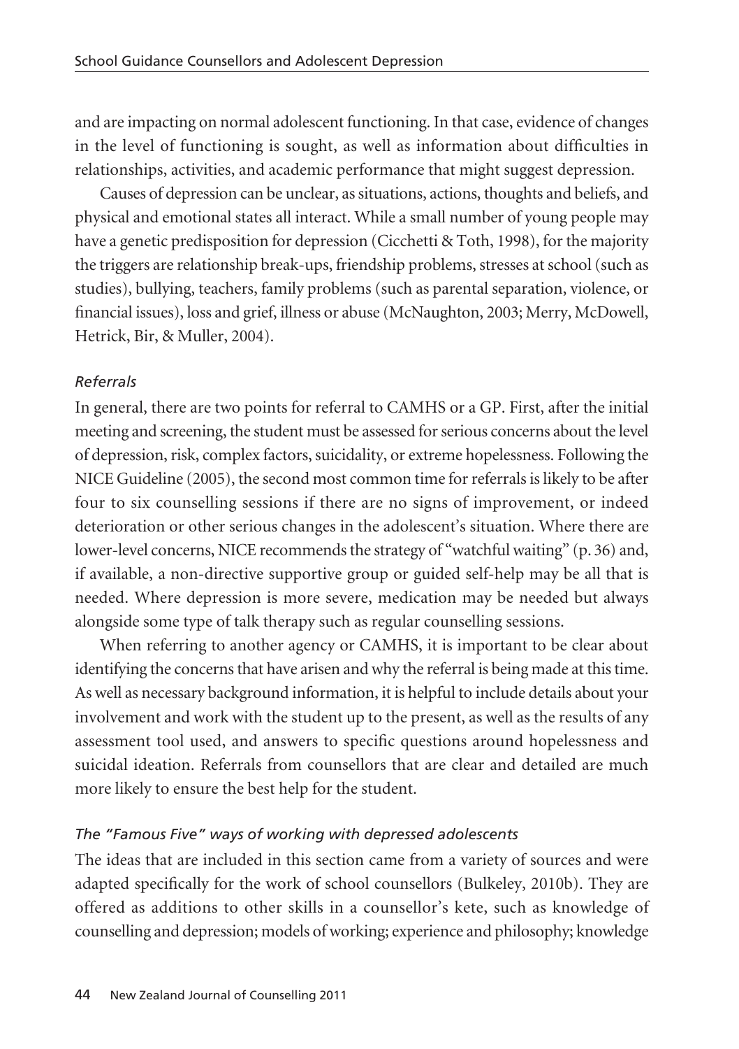and are impacting on normal adolescent functioning. In that case, evidence of changes in the level of functioning is sought, as well as information about difficulties in relationships, activities, and academic performance that might suggest depression.

Causes of depression can be unclear, as situations, actions, thoughts and beliefs, and physical and emotional states all interact. While a small number of young people may have a genetic predisposition for depression (Cicchetti & Toth, 1998), for the majority the triggers are relationship break-ups, friendship problems, stresses at school (such as studies), bullying, teachers, family problems (such as parental separation, violence, or financial issues), loss and grief, illness or abuse (McNaughton, 2003; Merry, McDowell, Hetrick, Bir, & Muller, 2004).

*Referrals*

In general, there are two points for referral to CAMHS or a GP. First, after the initial meeting and screening, the student must be assessed for serious concerns about the level of depression, risk, complex factors, suicidality, or extreme hopelessness. Following the NICE Guideline (2005), the second most common time for referrals is likely to be after four to six counselling sessions if there are no signs of improvement, or indeed deterioration or other serious changes in the adolescent's situation. Where there are lower-level concerns, NICE recommends the strategy of "watchful waiting" (p. 36) and, if available, a non-directive supportive group or guided self-help may be all that is needed. Where depression is more severe, medication may be needed but always alongside some type of talk therapy such as regular counselling sessions.

When referring to another agency or CAMHS, it is important to be clear about identifying the concerns that have arisen and why the referral is being made at this time. As well as necessary background information, it is helpful to include details about your involvement and work with the student up to the present, as well as the results of any assessment tool used, and answers to specific questions around hopelessness and suicidal ideation. Referrals from counsellors that are clear and detailed are much more likely to ensure the best help for the student.

*The "Famous Five" ways of working with depressed adolescents*

The ideas that are included in this section came from a variety of sources and were adapted specifically for the work of school counsellors (Bulkeley, 2010b). They are offered as additions to other skills in a counsellor's kete, such as knowledge of counselling and depression; models of working; experience and philosophy; knowledge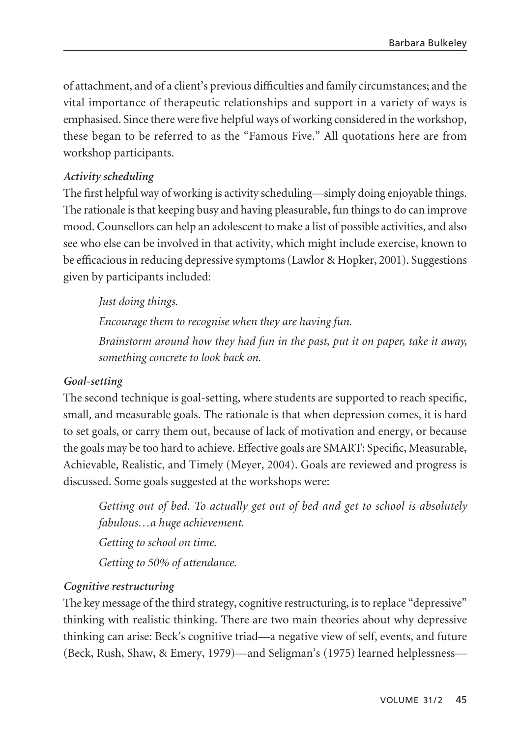of attachment, and of a client's previous difficulties and family circumstances; and the vital importance of therapeutic relationships and support in a variety of ways is emphasised. Since there were five helpful ways of working considered in the workshop, these began to be referred to as the "Famous Five." All quotations here are from workshop participants.

***Activity scheduling***

The first helpful way of working is activity scheduling—simply doing enjoyable things. The rationale is that keeping busy and having pleasurable, fun things to do can improve mood. Counsellors can help an adolescent to make a list of possible activities, and also see who else can be involved in that activity, which might include exercise, known to be efficacious in reducing depressive symptoms (Lawlor & Hopker, 2001). Suggestions given by participants included:

> *Just doing things.*
>
> *Encourage them to recognise when they are having fun.*
>
> *Brainstorm around how they had fun in the past, put it on paper, take it away, something concrete to look back on.*

***Goal-setting***

The second technique is goal-setting, where students are supported to reach specific, small, and measurable goals. The rationale is that when depression comes, it is hard to set goals, or carry them out, because of lack of motivation and energy, or because the goals may be too hard to achieve. Effective goals are SMART: Specific, Measurable, Achievable, Realistic, and Timely (Meyer, 2004). Goals are reviewed and progress is discussed. Some goals suggested at the workshops were:

> *Getting out of bed. To actually get out of bed and get to school is absolutely fabulous…a huge achievement.*
>
> *Getting to school on time.*
>
> *Getting to 50% of attendance.*

***Cognitive restructuring***

The key message of the third strategy, cognitive restructuring, is to replace "depressive" thinking with realistic thinking. There are two main theories about why depressive thinking can arise: Beck's cognitive triad—a negative view of self, events, and future (Beck, Rush, Shaw, & Emery, 1979)—and Seligman's (1975) learned helplessness—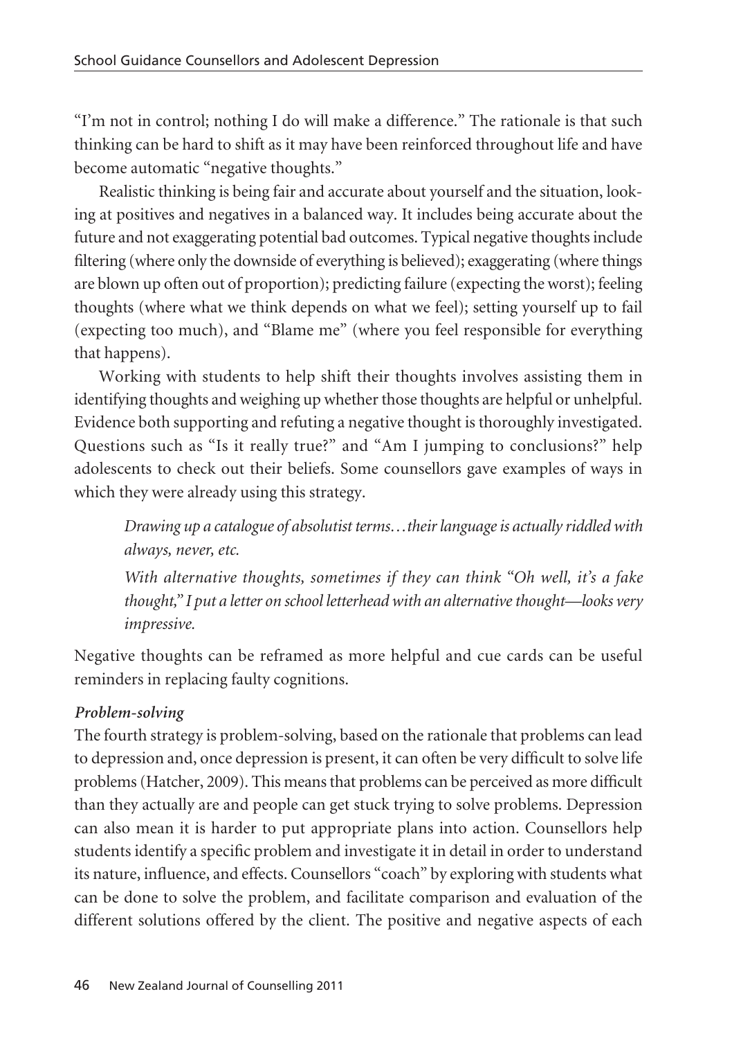"I'm not in control; nothing I do will make a difference." The rationale is that such thinking can be hard to shift as it may have been reinforced throughout life and have become automatic "negative thoughts."

Realistic thinking is being fair and accurate about yourself and the situation, looking at positives and negatives in a balanced way. It includes being accurate about the future and not exaggerating potential bad outcomes. Typical negative thoughts include filtering (where only the downside of everything is believed); exaggerating (where things are blown up often out of proportion); predicting failure (expecting the worst); feeling thoughts (where what we think depends on what we feel); setting yourself up to fail (expecting too much), and "Blame me" (where you feel responsible for everything that happens).

Working with students to help shift their thoughts involves assisting them in identifying thoughts and weighing up whether those thoughts are helpful or unhelpful. Evidence both supporting and refuting a negative thought is thoroughly investigated. Questions such as "Is it really true?" and "Am I jumping to conclusions?" help adolescents to check out their beliefs. Some counsellors gave examples of ways in which they were already using this strategy.

> *Drawing up a catalogue of absolutist terms…their language is actually riddled with always, never, etc.*
>
> *With alternative thoughts, sometimes if they can think "Oh well, it's a fake thought," I put a letter on school letterhead with an alternative thought—looks very impressive.*

Negative thoughts can be reframed as more helpful and cue cards can be useful reminders in replacing faulty cognitions.

***Problem-solving***

The fourth strategy is problem-solving, based on the rationale that problems can lead to depression and, once depression is present, it can often be very difficult to solve life problems (Hatcher, 2009). This means that problems can be perceived as more difficult than they actually are and people can get stuck trying to solve problems. Depression can also mean it is harder to put appropriate plans into action. Counsellors help students identify a specific problem and investigate it in detail in order to understand its nature, influence, and effects. Counsellors "coach" by exploring with students what can be done to solve the problem, and facilitate comparison and evaluation of the different solutions offered by the client. The positive and negative aspects of each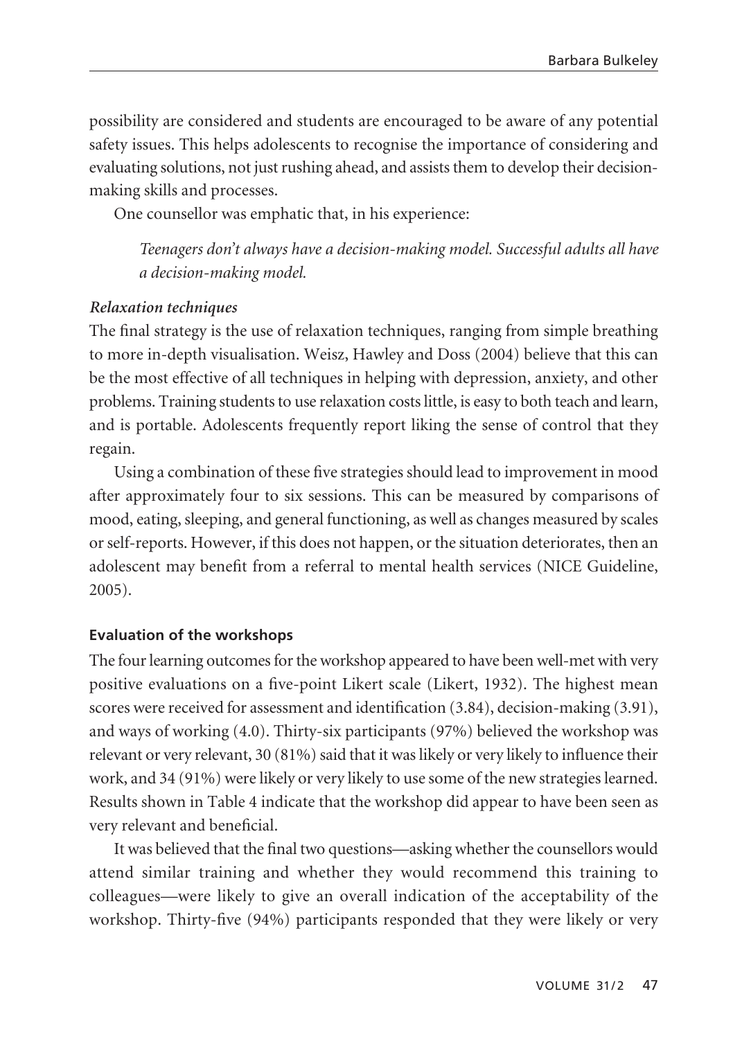possibility are considered and students are encouraged to be aware of any potential safety issues. This helps adolescents to recognise the importance of considering and evaluating solutions, not just rushing ahead, and assists them to develop their decision-making skills and processes.

One counsellor was emphatic that, in his experience:

> *Teenagers don't always have a decision-making model. Successful adults all have a decision-making model.*

***Relaxation techniques***

The final strategy is the use of relaxation techniques, ranging from simple breathing to more in-depth visualisation. Weisz, Hawley and Doss (2004) believe that this can be the most effective of all techniques in helping with depression, anxiety, and other problems. Training students to use relaxation costs little, is easy to both teach and learn, and is portable. Adolescents frequently report liking the sense of control that they regain.

Using a combination of these five strategies should lead to improvement in mood after approximately four to six sessions. This can be measured by comparisons of mood, eating, sleeping, and general functioning, as well as changes measured by scales or self-reports. However, if this does not happen, or the situation deteriorates, then an adolescent may benefit from a referral to mental health services (NICE Guideline, 2005).

**Evaluation of the workshops**

The four learning outcomes for the workshop appeared to have been well-met with very positive evaluations on a five-point Likert scale (Likert, 1932). The highest mean scores were received for assessment and identification (3.84), decision-making (3.91), and ways of working (4.0). Thirty-six participants (97%) believed the workshop was relevant or very relevant, 30 (81%) said that it was likely or very likely to influence their work, and 34 (91%) were likely or very likely to use some of the new strategies learned. Results shown in Table 4 indicate that the workshop did appear to have been seen as very relevant and beneficial.

It was believed that the final two questions—asking whether the counsellors would attend similar training and whether they would recommend this training to colleagues—were likely to give an overall indication of the acceptability of the workshop. Thirty-five (94%) participants responded that they were likely or very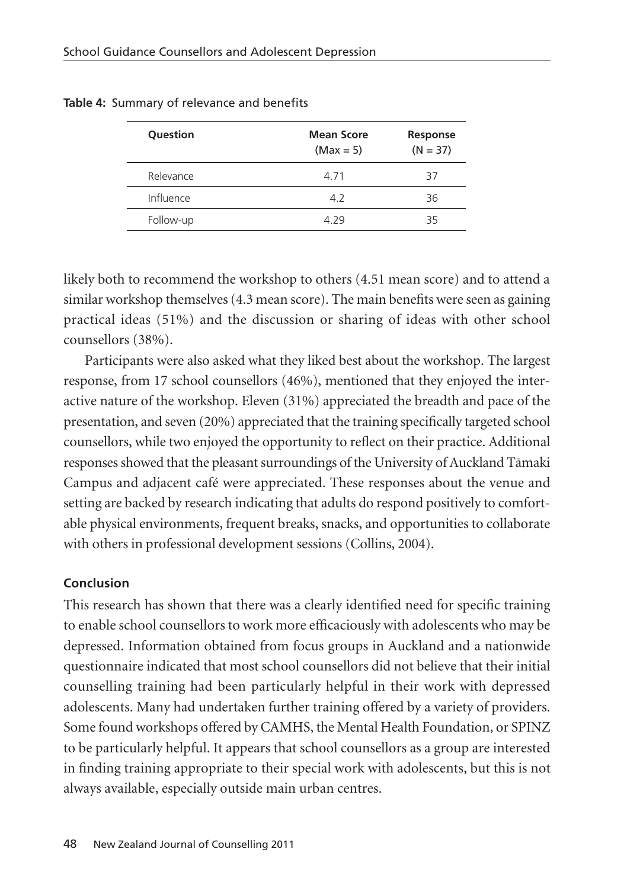**Table 4:** Summary of relevance and benefits

| Question | Mean Score (Max = 5) | Response (N = 37) |
|---|---|---|
| Relevance | 4.71 | 37 |
| Influence | 4.2 | 36 |
| Follow-up | 4.29 | 35 |

likely both to recommend the workshop to others (4.51 mean score) and to attend a similar workshop themselves (4.3 mean score). The main benefits were seen as gaining practical ideas (51%) and the discussion or sharing of ideas with other school counsellors (38%).

Participants were also asked what they liked best about the workshop. The largest response, from 17 school counsellors (46%), mentioned that they enjoyed the interactive nature of the workshop. Eleven (31%) appreciated the breadth and pace of the presentation, and seven (20%) appreciated that the training specifically targeted school counsellors, while two enjoyed the opportunity to reflect on their practice. Additional responses showed that the pleasant surroundings of the University of Auckland Tāmaki Campus and adjacent café were appreciated. These responses about the venue and setting are backed by research indicating that adults do respond positively to comfortable physical environments, frequent breaks, snacks, and opportunities to collaborate with others in professional development sessions (Collins, 2004).

## Conclusion

This research has shown that there was a clearly identified need for specific training to enable school counsellors to work more efficaciously with adolescents who may be depressed. Information obtained from focus groups in Auckland and a nationwide questionnaire indicated that most school counsellors did not believe that their initial counselling training had been particularly helpful in their work with depressed adolescents. Many had undertaken further training offered by a variety of providers. Some found workshops offered by CAMHS, the Mental Health Foundation, or SPINZ to be particularly helpful. It appears that school counsellors as a group are interested in finding training appropriate to their special work with adolescents, but this is not always available, especially outside main urban centres.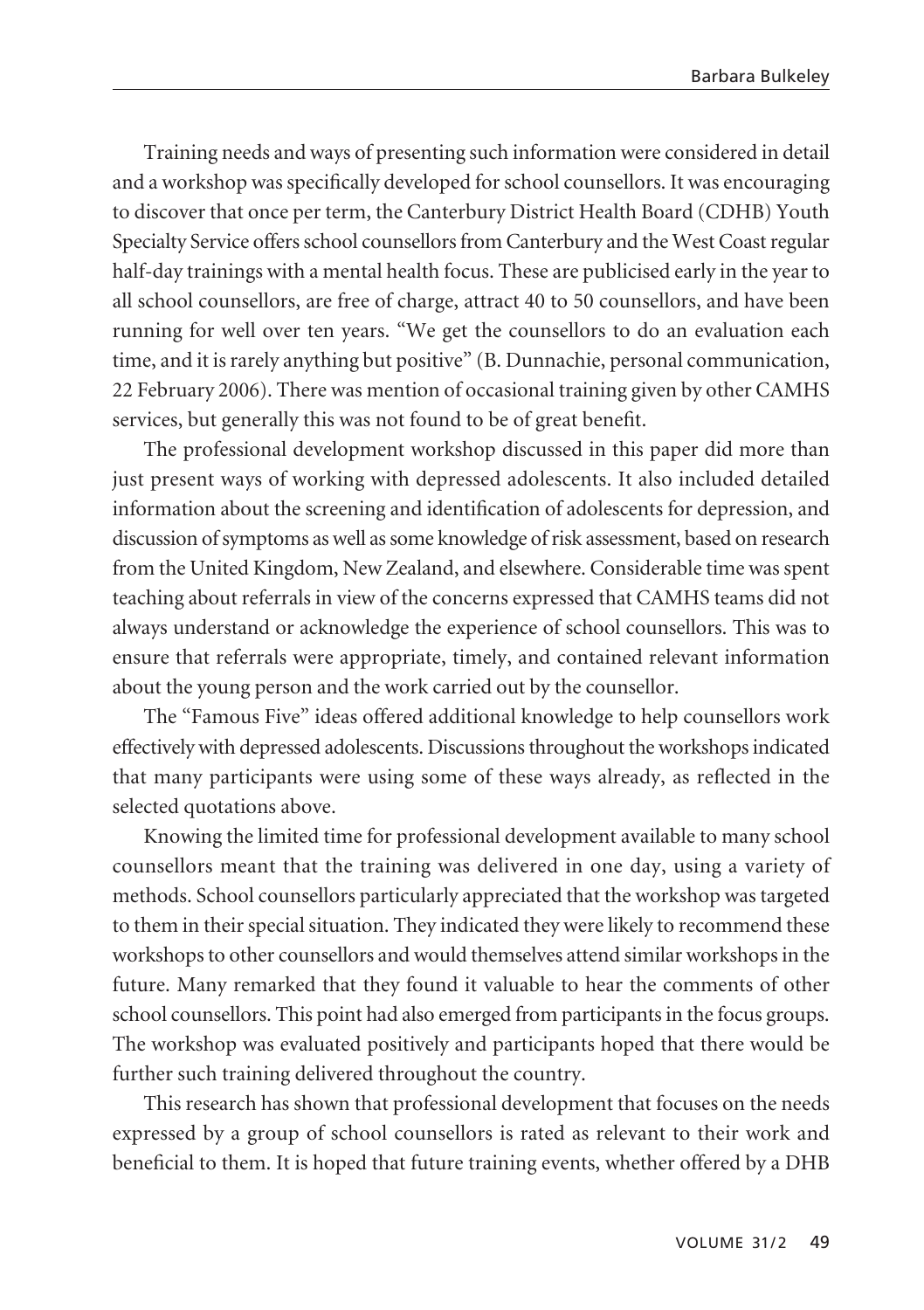Training needs and ways of presenting such information were considered in detail and a workshop was specifically developed for school counsellors. It was encouraging to discover that once per term, the Canterbury District Health Board (CDHB) Youth Specialty Service offers school counsellors from Canterbury and the West Coast regular half-day trainings with a mental health focus. These are publicised early in the year to all school counsellors, are free of charge, attract 40 to 50 counsellors, and have been running for well over ten years. "We get the counsellors to do an evaluation each time, and it is rarely anything but positive" (B. Dunnachie, personal communication, 22 February 2006). There was mention of occasional training given by other CAMHS services, but generally this was not found to be of great benefit.

The professional development workshop discussed in this paper did more than just present ways of working with depressed adolescents. It also included detailed information about the screening and identification of adolescents for depression, and discussion of symptoms as well as some knowledge of risk assessment, based on research from the United Kingdom, New Zealand, and elsewhere. Considerable time was spent teaching about referrals in view of the concerns expressed that CAMHS teams did not always understand or acknowledge the experience of school counsellors. This was to ensure that referrals were appropriate, timely, and contained relevant information about the young person and the work carried out by the counsellor.

The "Famous Five" ideas offered additional knowledge to help counsellors work effectively with depressed adolescents. Discussions throughout the workshops indicated that many participants were using some of these ways already, as reflected in the selected quotations above.

Knowing the limited time for professional development available to many school counsellors meant that the training was delivered in one day, using a variety of methods. School counsellors particularly appreciated that the workshop was targeted to them in their special situation. They indicated they were likely to recommend these workshops to other counsellors and would themselves attend similar workshops in the future. Many remarked that they found it valuable to hear the comments of other school counsellors. This point had also emerged from participants in the focus groups. The workshop was evaluated positively and participants hoped that there would be further such training delivered throughout the country.

This research has shown that professional development that focuses on the needs expressed by a group of school counsellors is rated as relevant to their work and beneficial to them. It is hoped that future training events, whether offered by a DHB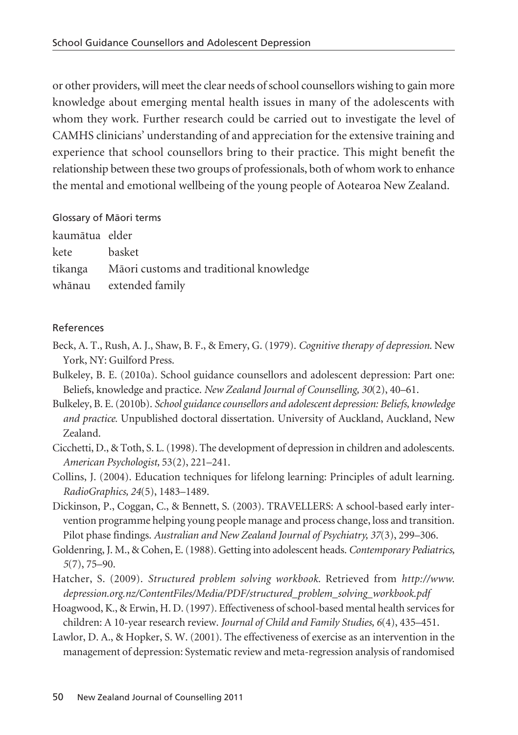or other providers, will meet the clear needs of school counsellors wishing to gain more knowledge about emerging mental health issues in many of the adolescents with whom they work. Further research could be carried out to investigate the level of CAMHS clinicians' understanding of and appreciation for the extensive training and experience that school counsellors bring to their practice. This might benefit the relationship between these two groups of professionals, both of whom work to enhance the mental and emotional wellbeing of the young people of Aotearoa New Zealand.

### Glossary of Māori terms

| | |
|---|---|
| kaumātua | elder |
| kete | basket |
| tikanga | Māori customs and traditional knowledge |
| whānau | extended family |

### References

Beck, A. T., Rush, A. J., Shaw, B. F., & Emery, G. (1979). *Cognitive therapy of depression.* New York, NY: Guilford Press.

Bulkeley, B. E. (2010a). School guidance counsellors and adolescent depression: Part one: Beliefs, knowledge and practice. *New Zealand Journal of Counselling, 30*(2), 40–61.

Bulkeley, B. E. (2010b). *School guidance counsellors and adolescent depression: Beliefs, knowledge and practice.* Unpublished doctoral dissertation. University of Auckland, Auckland, New Zealand.

Cicchetti, D., & Toth, S. L. (1998). The development of depression in children and adolescents. *American Psychologist,* 53(2), 221–241.

Collins, J. (2004). Education techniques for lifelong learning: Principles of adult learning. *RadioGraphics, 24*(5), 1483–1489.

Dickinson, P., Coggan, C., & Bennett, S. (2003). TRAVELLERS: A school-based early intervention programme helping young people manage and process change, loss and transition. Pilot phase findings. *Australian and New Zealand Journal of Psychiatry, 37*(3), 299–306.

Goldenring, J. M., & Cohen, E. (1988). Getting into adolescent heads. *Contemporary Pediatrics, 5*(7), 75–90.

Hatcher, S. (2009). *Structured problem solving workbook.* Retrieved from *http://www.depression.org.nz/ContentFiles/Media/PDF/structured_problem_solving_workbook.pdf*

Hoagwood, K., & Erwin, H. D. (1997). Effectiveness of school-based mental health services for children: A 10-year research review. *Journal of Child and Family Studies, 6*(4), 435–451.

Lawlor, D. A., & Hopker, S. W. (2001). The effectiveness of exercise as an intervention in the management of depression: Systematic review and meta-regression analysis of randomised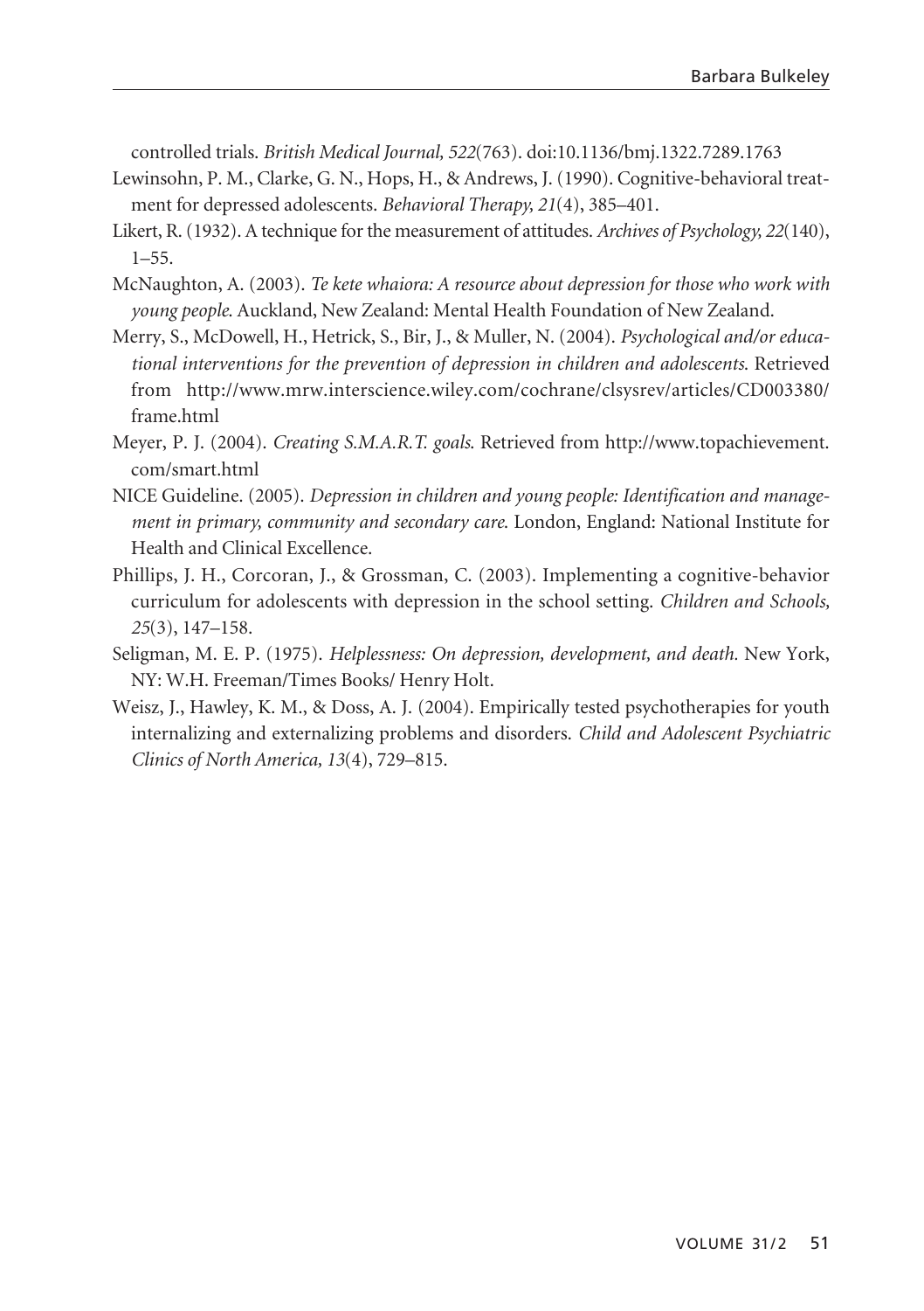controlled trials. *British Medical Journal, 522*(763). doi:10.1136/bmj.1322.7289.1763

Lewinsohn, P. M., Clarke, G. N., Hops, H., & Andrews, J. (1990). Cognitive-behavioral treatment for depressed adolescents. *Behavioral Therapy, 21*(4), 385–401.

Likert, R. (1932). A technique for the measurement of attitudes. *Archives of Psychology, 22*(140), 1–55.

McNaughton, A. (2003). *Te kete whaiora: A resource about depression for those who work with young people.* Auckland, New Zealand: Mental Health Foundation of New Zealand.

Merry, S., McDowell, H., Hetrick, S., Bir, J., & Muller, N. (2004). *Psychological and/or educational interventions for the prevention of depression in children and adolescents.* Retrieved from http://www.mrw.interscience.wiley.com/cochrane/clsysrev/articles/CD003380/frame.html

Meyer, P. J. (2004). *Creating S.M.A.R.T. goals.* Retrieved from http://www.topachievement.com/smart.html

NICE Guideline. (2005). *Depression in children and young people: Identification and management in primary, community and secondary care.* London, England: National Institute for Health and Clinical Excellence.

Phillips, J. H., Corcoran, J., & Grossman, C. (2003). Implementing a cognitive-behavior curriculum for adolescents with depression in the school setting. *Children and Schools, 25*(3), 147–158.

Seligman, M. E. P. (1975). *Helplessness: On depression, development, and death.* New York, NY: W.H. Freeman/Times Books/ Henry Holt.

Weisz, J., Hawley, K. M., & Doss, A. J. (2004). Empirically tested psychotherapies for youth internalizing and externalizing problems and disorders. *Child and Adolescent Psychiatric Clinics of North America, 13*(4), 729–815.